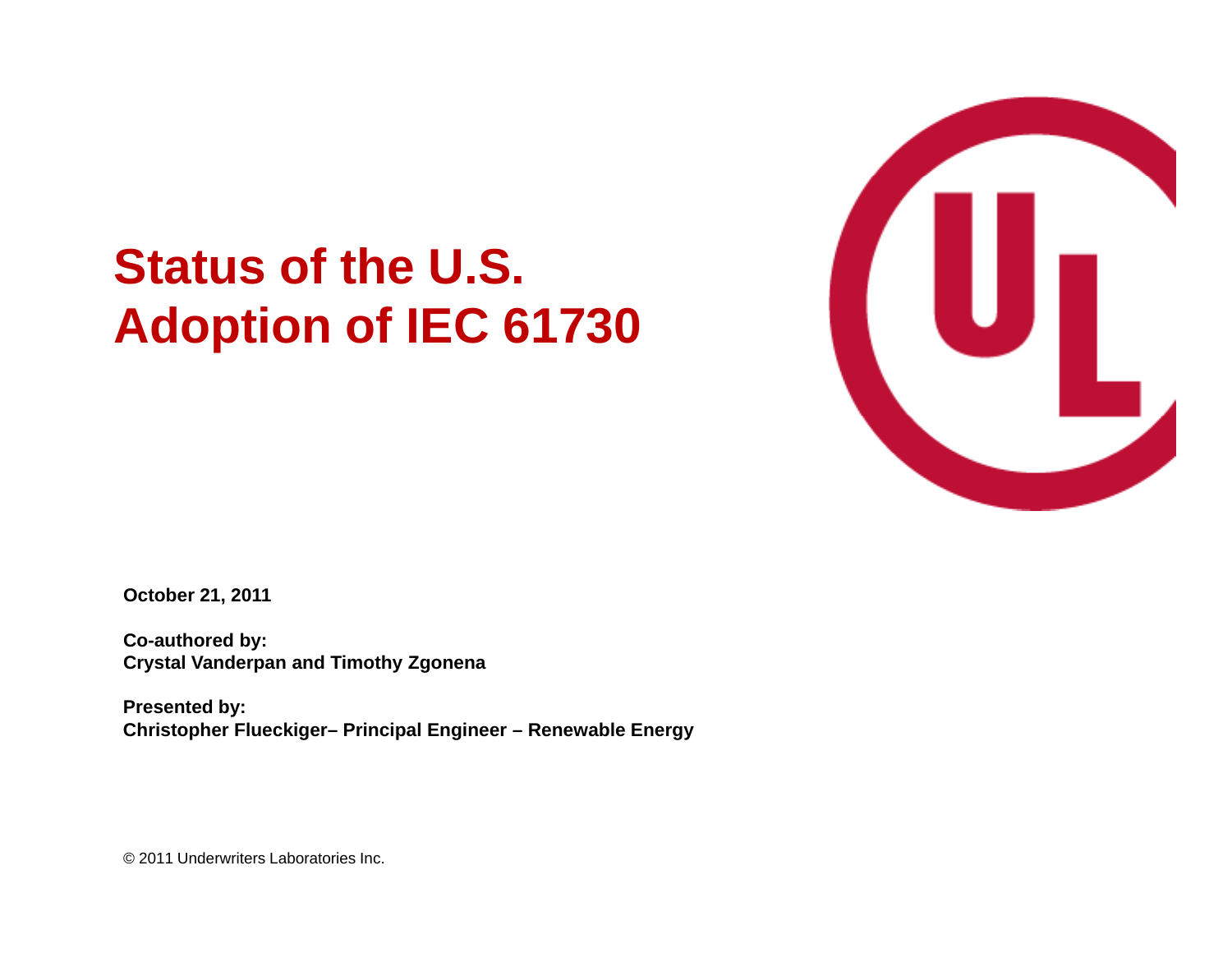# Status of the U.S. Adoption of IEC 61730

**October 21, 2011**

**Co-authored by:**
**Crystal Vanderpan and Timothy Zgonena**

**Presented by:**
**Christopher Flueckiger– Principal Engineer – Renewable Energy**

© 2011 Underwriters Laboratories Inc.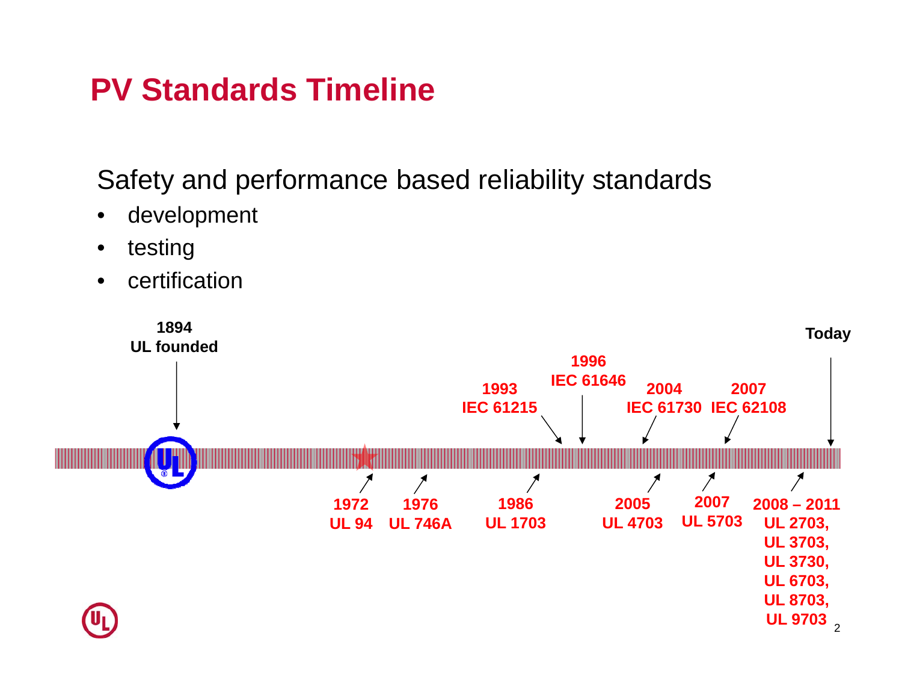# PV Standards Timeline

Safety and performance based reliability standards

- development
- testing
- certification

**1894**
**UL founded**

**1972** **UL 94**

**1976** **UL 746A**

**1986** **UL 1703**

**1993** **IEC 61215**

**1996** **IEC 61646**

**2004** **IEC 61730**

**2005** **UL 4703**

**2007** **IEC 62108**

**2007** **UL 5703**

**2008 – 2011** **UL 2703, UL 3703, UL 3730, UL 6703, UL 8703, UL 9703**

**Today**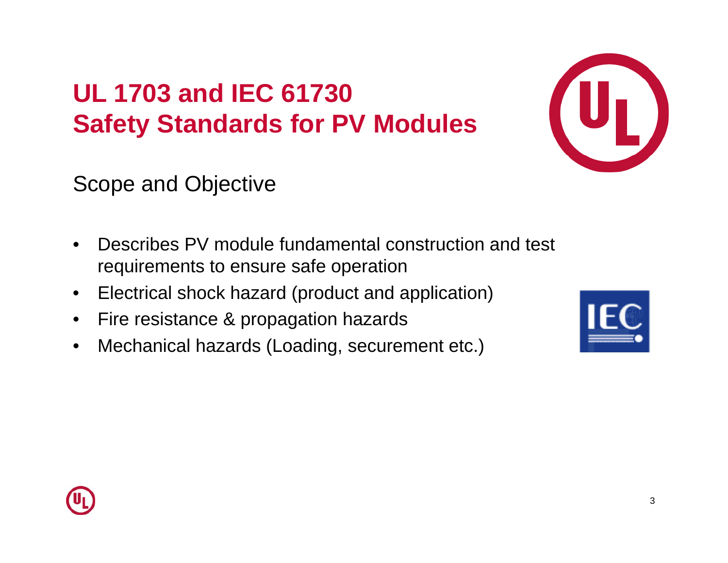# UL 1703 and IEC 61730
# Safety Standards for PV Modules

## Scope and Objective

- Describes PV module fundamental construction and test requirements to ensure safe operation
- Electrical shock hazard (product and application)
- Fire resistance & propagation hazards
- Mechanical hazards (Loading, securement etc.)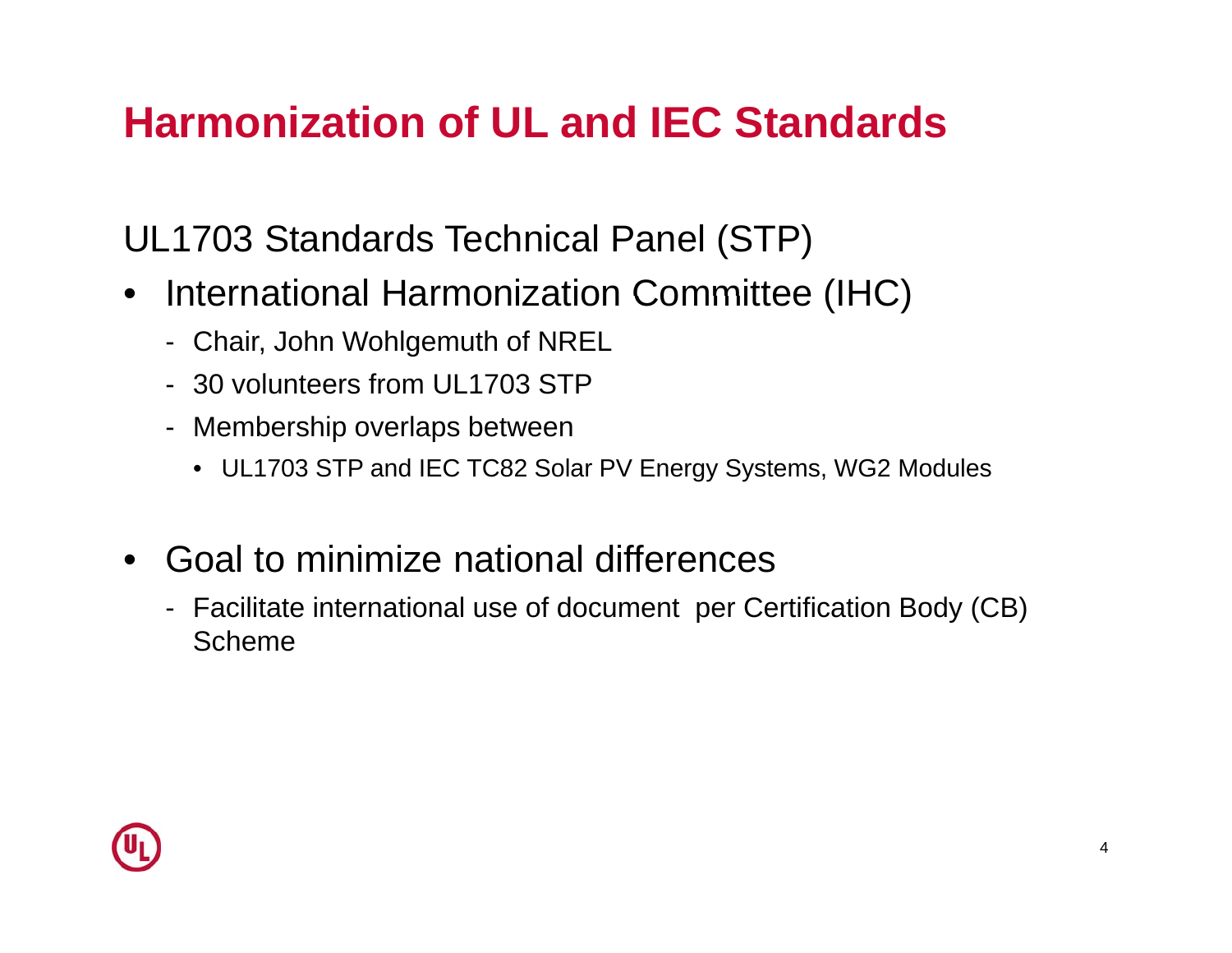# Harmonization of UL and IEC Standards

UL1703 Standards Technical Panel (STP)

- International Harmonization Committee (IHC)
  - Chair, John Wohlgemuth of NREL
  - 30 volunteers from UL1703 STP
  - Membership overlaps between
    - UL1703 STP and IEC TC82 Solar PV Energy Systems, WG2 Modules
- Goal to minimize national differences
  - Facilitate international use of document per Certification Body (CB) Scheme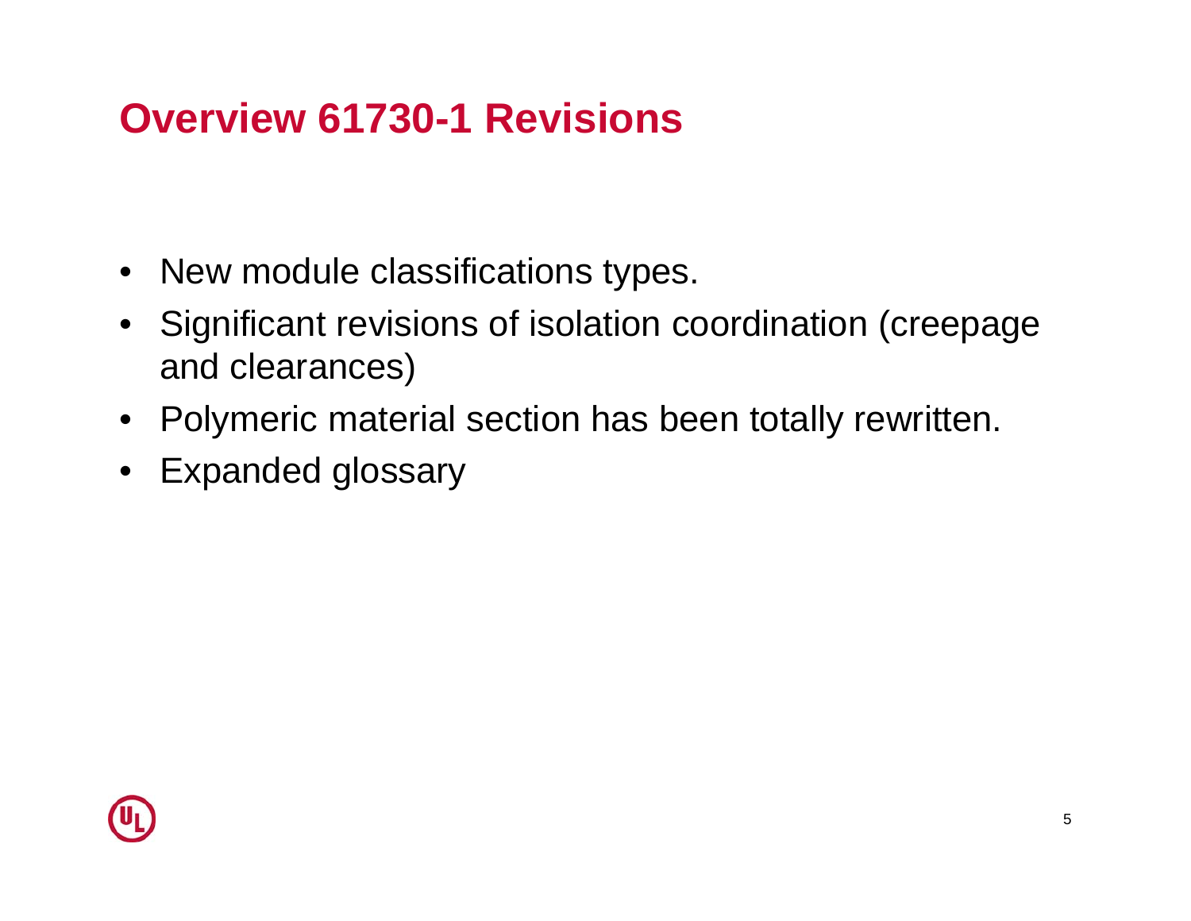# Overview 61730-1 Revisions

- New module classifications types.
- Significant revisions of isolation coordination (creepage and clearances)
- Polymeric material section has been totally rewritten.
- Expanded glossary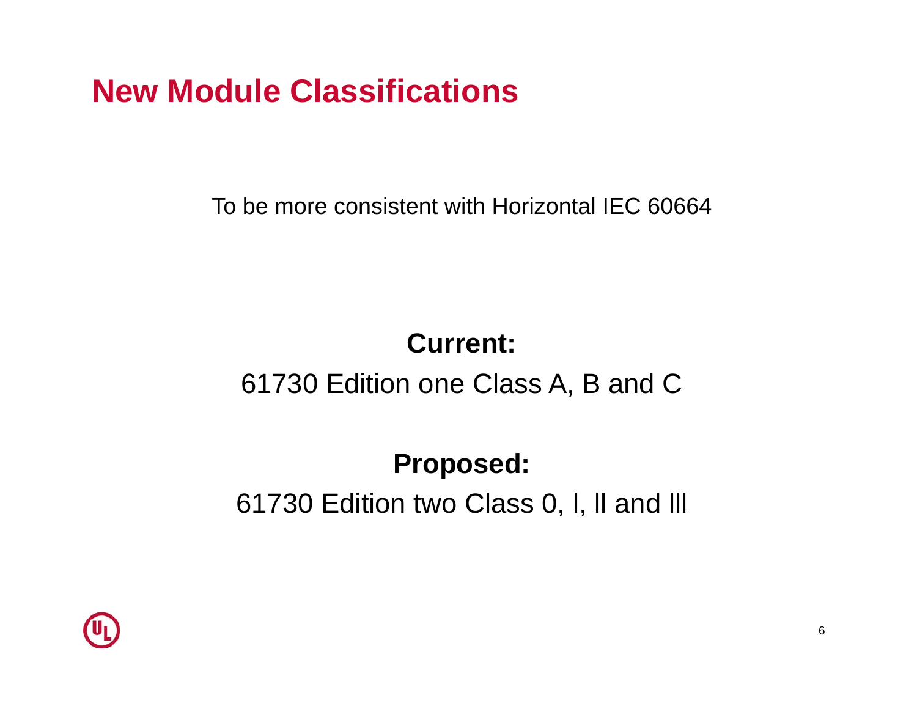# New Module Classifications

To be more consistent with Horizontal IEC 60664

**Current:**

61730 Edition one Class A, B and C

**Proposed:**

61730 Edition two Class 0, I, II and III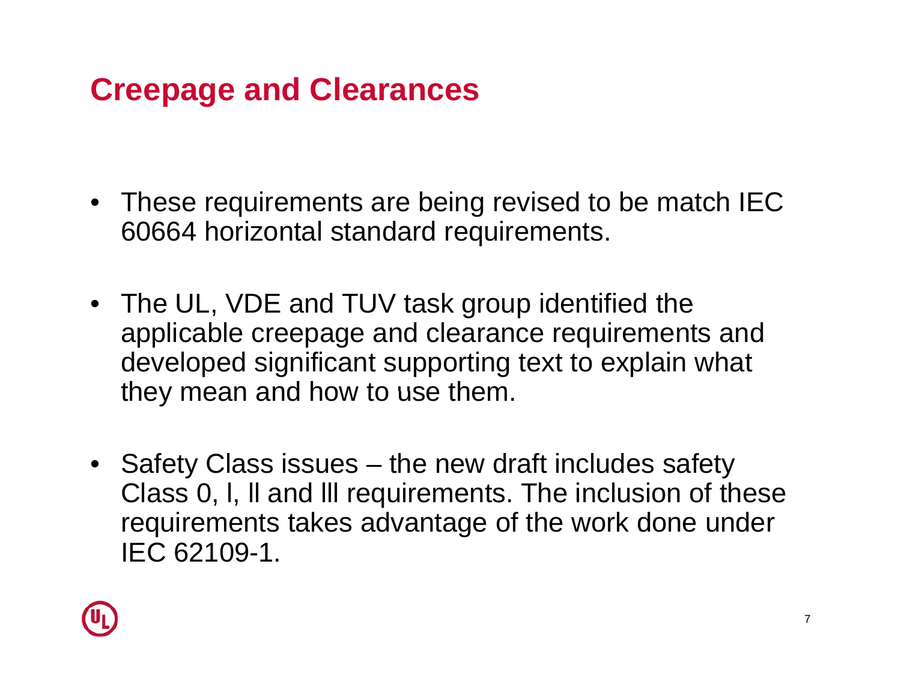# Creepage and Clearances

- These requirements are being revised to be match IEC 60664 horizontal standard requirements.
- The UL, VDE and TUV task group identified the applicable creepage and clearance requirements and developed significant supporting text to explain what they mean and how to use them.
- Safety Class issues – the new draft includes safety Class 0, I, II and III requirements. The inclusion of these requirements takes advantage of the work done under IEC 62109-1.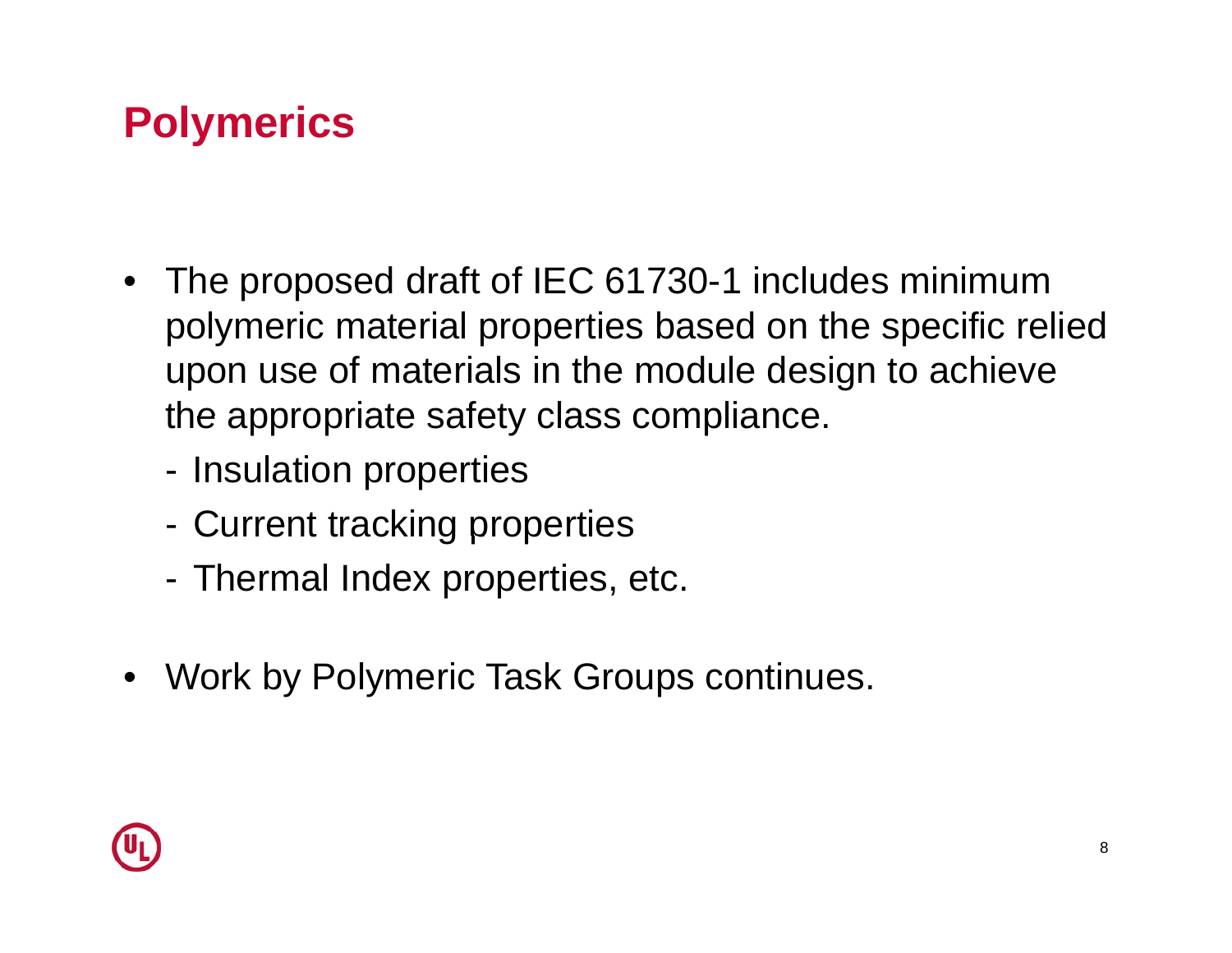# Polymerics

- The proposed draft of IEC 61730-1 includes minimum polymeric material properties based on the specific relied upon use of materials in the module design to achieve the appropriate safety class compliance.
  - Insulation properties
  - Current tracking properties
  - Thermal Index properties, etc.
- Work by Polymeric Task Groups continues.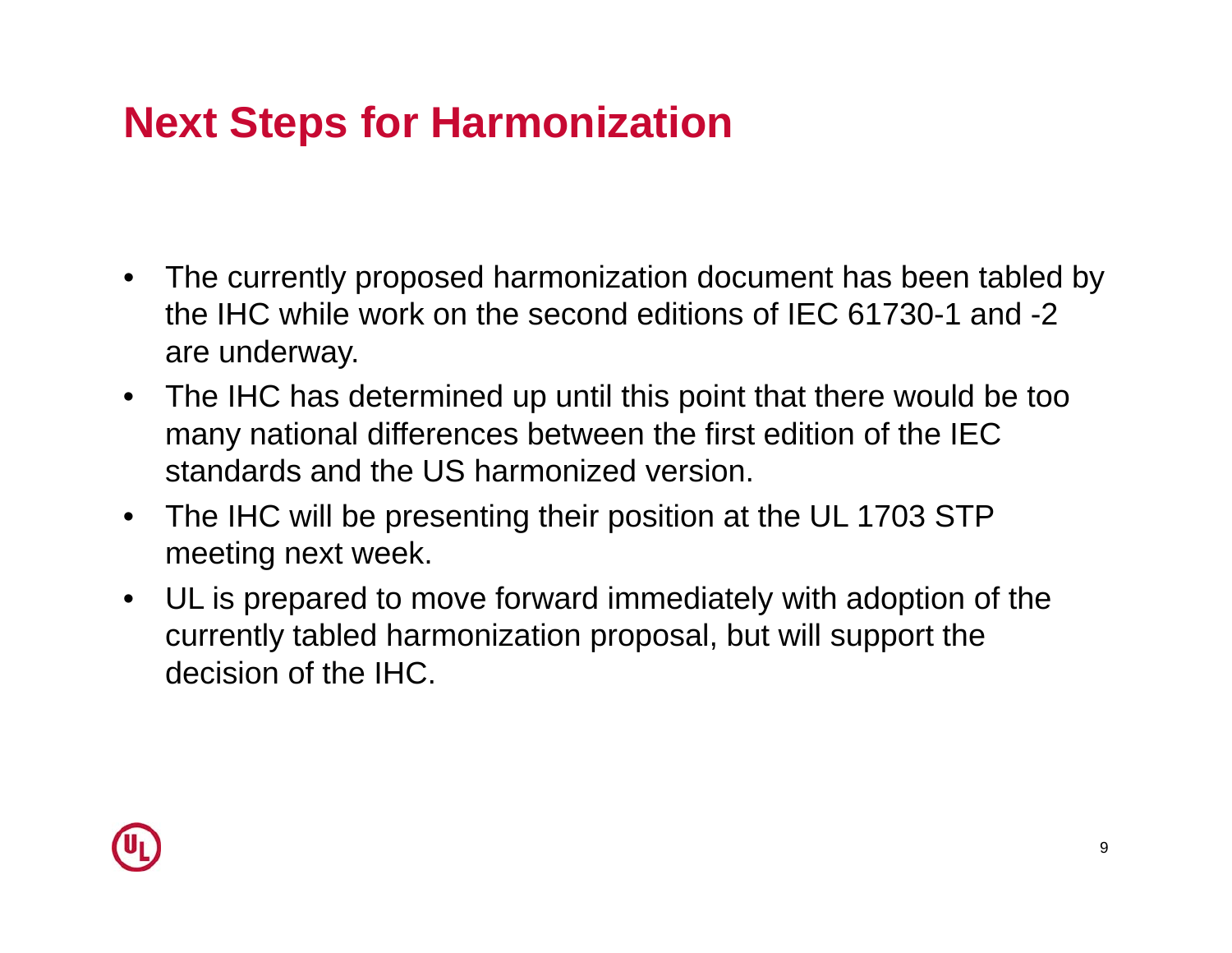# Next Steps for Harmonization

- The currently proposed harmonization document has been tabled by the IHC while work on the second editions of IEC 61730-1 and -2 are underway.
- The IHC has determined up until this point that there would be too many national differences between the first edition of the IEC standards and the US harmonized version.
- The IHC will be presenting their position at the UL 1703 STP meeting next week.
- UL is prepared to move forward immediately with adoption of the currently tabled harmonization proposal, but will support the decision of the IHC.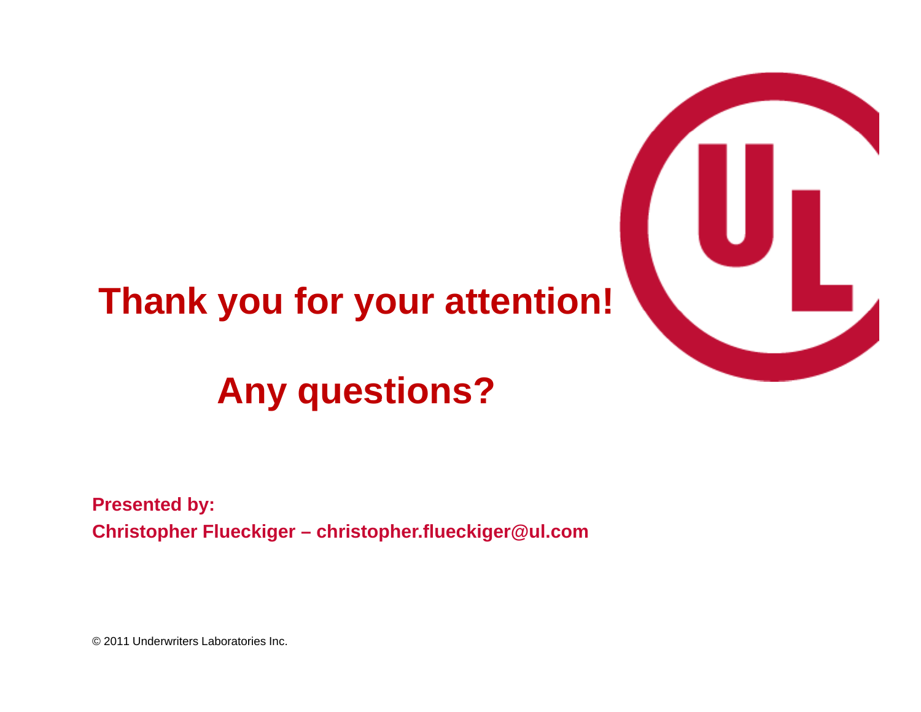# Thank you for your attention!

# Any questions?

**Presented by:**
**Christopher Flueckiger – christopher.flueckiger@ul.com**

© 2011 Underwriters Laboratories Inc.